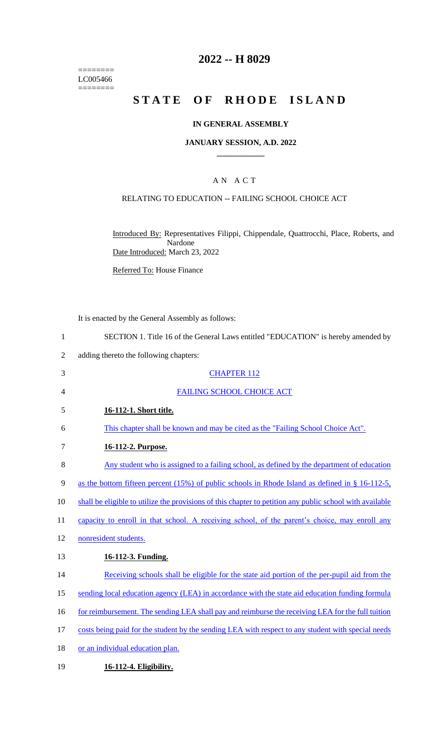========
LC005466
========

# 2022 -- H 8029

# STATE OF RHODE ISLAND

## IN GENERAL ASSEMBLY

### JANUARY SESSION, A.D. 2022

---

### A N A C T

RELATING TO EDUCATION -- FAILING SCHOOL CHOICE ACT

Introduced By: Representatives Filippi, Chippendale, Quattrocchi, Place, Roberts, and Nardone

Date Introduced: March 23, 2022

Referred To: House Finance

It is enacted by the General Assembly as follows:

1 SECTION 1. Title 16 of the General Laws entitled "EDUCATION" is hereby amended by
2 adding thereto the following chapters:

3 CHAPTER 112

4 FAILING SCHOOL CHOICE ACT

5 **16-112-1. Short title.**

6 This chapter shall be known and may be cited as the "Failing School Choice Act".

7 **16-112-2. Purpose.**

8 Any student who is assigned to a failing school, as defined by the department of education
9 as the bottom fifteen percent (15%) of public schools in Rhode Island as defined in § 16-112-5,
10 shall be eligible to utilize the provisions of this chapter to petition any public school with available
11 capacity to enroll in that school. A receiving school, of the parent's choice, may enroll any
12 nonresident students.

13 **16-112-3. Funding.**

14 Receiving schools shall be eligible for the state aid portion of the per-pupil aid from the
15 sending local education agency (LEA) in accordance with the state aid education funding formula
16 for reimbursement. The sending LEA shall pay and reimburse the receiving LEA for the full tuition
17 costs being paid for the student by the sending LEA with respect to any student with special needs
18 or an individual education plan.

19 **16-112-4. Eligibility.**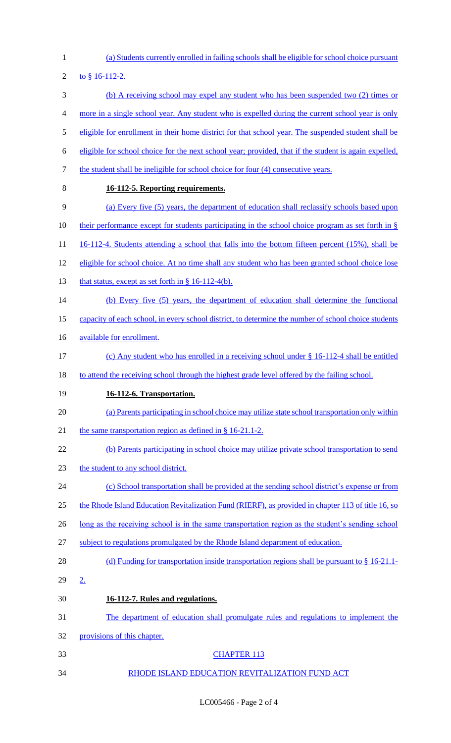(a) Students currently enrolled in failing schools shall be eligible for school choice pursuant to § 16-112-2.

(b) A receiving school may expel any student who has been suspended two (2) times or more in a single school year. Any student who is expelled during the current school year is only eligible for enrollment in their home district for that school year. The suspended student shall be eligible for school choice for the next school year; provided, that if the student is again expelled, the student shall be ineligible for school choice for four (4) consecutive years.

**16-112-5. Reporting requirements.**

(a) Every five (5) years, the department of education shall reclassify schools based upon their performance except for students participating in the school choice program as set forth in § 16-112-4. Students attending a school that falls into the bottom fifteen percent (15%), shall be eligible for school choice. At no time shall any student who has been granted school choice lose that status, except as set forth in § 16-112-4(b).

(b) Every five (5) years, the department of education shall determine the functional capacity of each school, in every school district, to determine the number of school choice students available for enrollment.

(c) Any student who has enrolled in a receiving school under § 16-112-4 shall be entitled to attend the receiving school through the highest grade level offered by the failing school.

**16-112-6. Transportation.**

(a) Parents participating in school choice may utilize state school transportation only within the same transportation region as defined in § 16-21.1-2.

(b) Parents participating in school choice may utilize private school transportation to send the student to any school district.

(c) School transportation shall be provided at the sending school district's expense or from the Rhode Island Education Revitalization Fund (RIERF), as provided in chapter 113 of title 16, so long as the receiving school is in the same transportation region as the student's sending school subject to regulations promulgated by the Rhode Island department of education.

(d) Funding for transportation inside transportation regions shall be pursuant to § 16-21.1-2.

**16-112-7. Rules and regulations.**

The department of education shall promulgate rules and regulations to implement the provisions of this chapter.

CHAPTER 113

RHODE ISLAND EDUCATION REVITALIZATION FUND ACT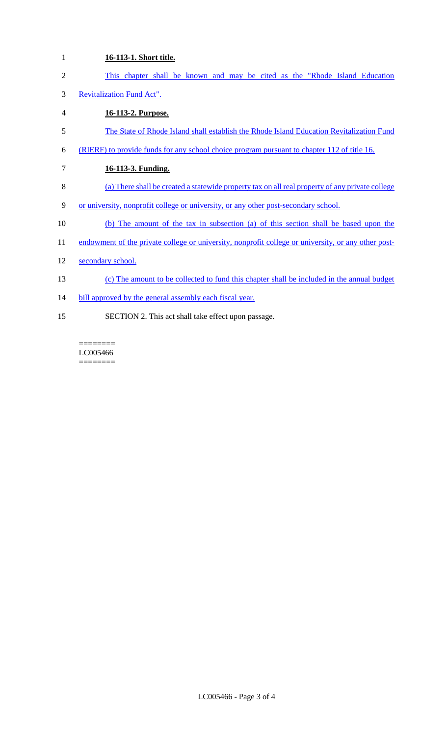**16-113-1. Short title.**

This chapter shall be known and may be cited as the "Rhode Island Education Revitalization Fund Act".

**16-113-2. Purpose.**

The State of Rhode Island shall establish the Rhode Island Education Revitalization Fund (RIERF) to provide funds for any school choice program pursuant to chapter 112 of title 16.

**16-113-3. Funding.**

(a) There shall be created a statewide property tax on all real property of any private college or university, nonprofit college or university, or any other post-secondary school.

(b) The amount of the tax in subsection (a) of this section shall be based upon the endowment of the private college or university, nonprofit college or university, or any other post-secondary school.

(c) The amount to be collected to fund this chapter shall be included in the annual budget bill approved by the general assembly each fiscal year.

SECTION 2. This act shall take effect upon passage.

========
LC005466
========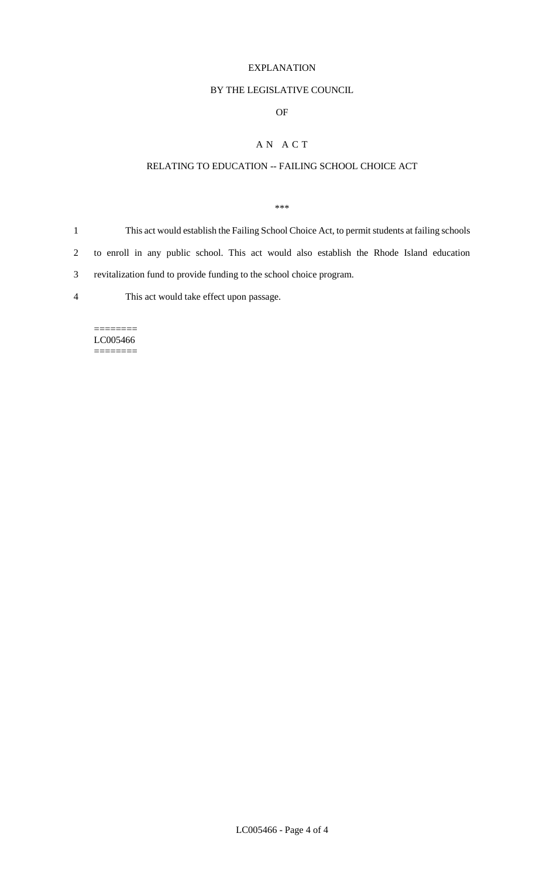EXPLANATION

BY THE LEGISLATIVE COUNCIL

OF

A N A C T

RELATING TO EDUCATION -- FAILING SCHOOL CHOICE ACT

\*\*\*

This act would establish the Failing School Choice Act, to permit students at failing schools to enroll in any public school. This act would also establish the Rhode Island education revitalization fund to provide funding to the school choice program.

This act would take effect upon passage.

========
LC005466
========